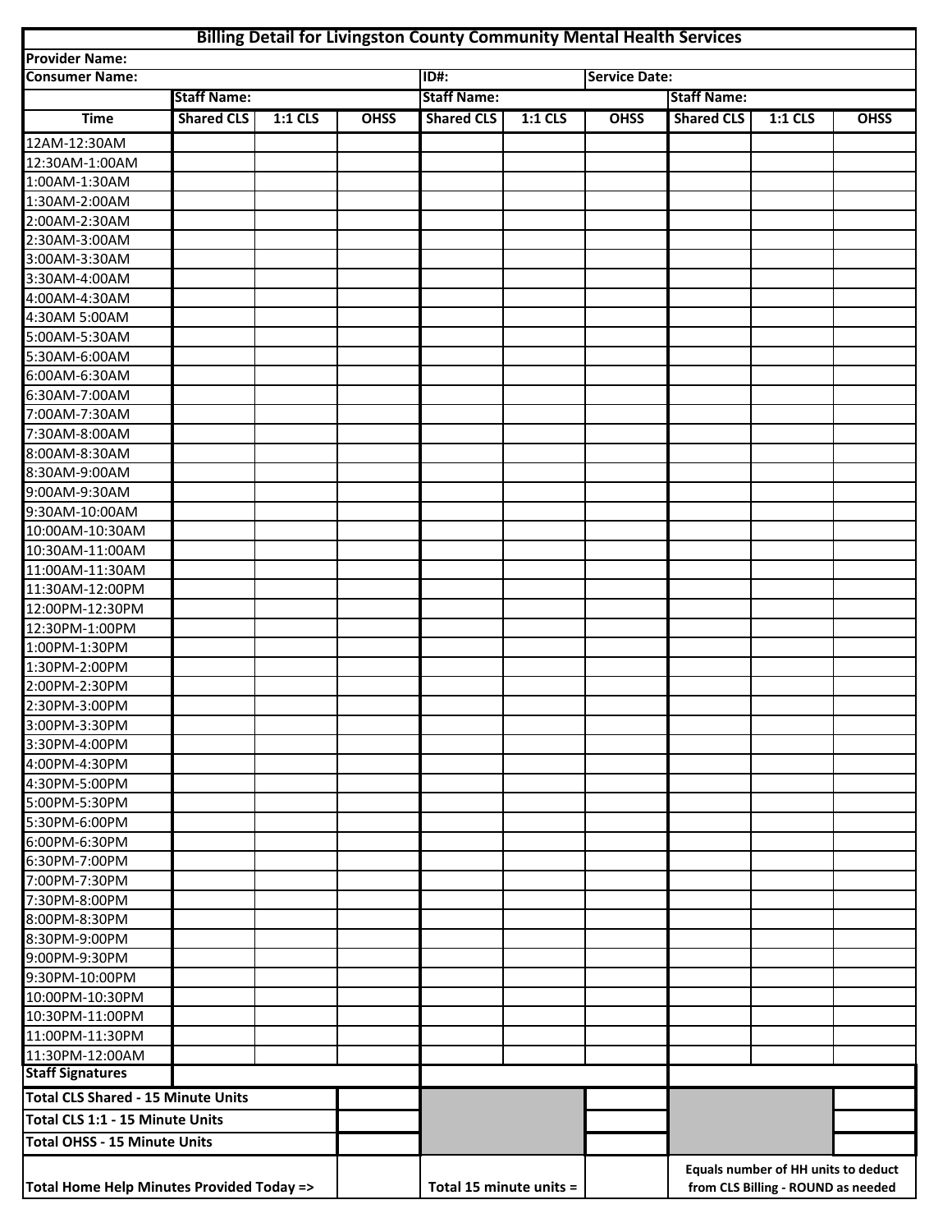# Billing Detail for Livingston County Community Mental Health Services

| Provider Name: | | | | | | | | | |
|---|---|---|---|---|---|---|---|---|---|
| **Consumer Name:** | | | | **ID#:** | | **Service Date:** | | | |
| | **Staff Name:** | | | **Staff Name:** | | | **Staff Name:** | | |
| **Time** | **Shared CLS** | **1:1 CLS** | **OHSS** | **Shared CLS** | **1:1 CLS** | **OHSS** | **Shared CLS** | **1:1 CLS** | **OHSS** |
| 12AM-12:30AM | | | | | | | | | |
| 12:30AM-1:00AM | | | | | | | | | |
| 1:00AM-1:30AM | | | | | | | | | |
| 1:30AM-2:00AM | | | | | | | | | |
| 2:00AM-2:30AM | | | | | | | | | |
| 2:30AM-3:00AM | | | | | | | | | |
| 3:00AM-3:30AM | | | | | | | | | |
| 3:30AM-4:00AM | | | | | | | | | |
| 4:00AM-4:30AM | | | | | | | | | |
| 4:30AM 5:00AM | | | | | | | | | |
| 5:00AM-5:30AM | | | | | | | | | |
| 5:30AM-6:00AM | | | | | | | | | |
| 6:00AM-6:30AM | | | | | | | | | |
| 6:30AM-7:00AM | | | | | | | | | |
| 7:00AM-7:30AM | | | | | | | | | |
| 7:30AM-8:00AM | | | | | | | | | |
| 8:00AM-8:30AM | | | | | | | | | |
| 8:30AM-9:00AM | | | | | | | | | |
| 9:00AM-9:30AM | | | | | | | | | |
| 9:30AM-10:00AM | | | | | | | | | |
| 10:00AM-10:30AM | | | | | | | | | |
| 10:30AM-11:00AM | | | | | | | | | |
| 11:00AM-11:30AM | | | | | | | | | |
| 11:30AM-12:00PM | | | | | | | | | |
| 12:00PM-12:30PM | | | | | | | | | |
| 12:30PM-1:00PM | | | | | | | | | |
| 1:00PM-1:30PM | | | | | | | | | |
| 1:30PM-2:00PM | | | | | | | | | |
| 2:00PM-2:30PM | | | | | | | | | |
| 2:30PM-3:00PM | | | | | | | | | |
| 3:00PM-3:30PM | | | | | | | | | |
| 3:30PM-4:00PM | | | | | | | | | |
| 4:00PM-4:30PM | | | | | | | | | |
| 4:30PM-5:00PM | | | | | | | | | |
| 5:00PM-5:30PM | | | | | | | | | |
| 5:30PM-6:00PM | | | | | | | | | |
| 6:00PM-6:30PM | | | | | | | | | |
| 6:30PM-7:00PM | | | | | | | | | |
| 7:00PM-7:30PM | | | | | | | | | |
| 7:30PM-8:00PM | | | | | | | | | |
| 8:00PM-8:30PM | | | | | | | | | |
| 8:30PM-9:00PM | | | | | | | | | |
| 9:00PM-9:30PM | | | | | | | | | |
| 9:30PM-10:00PM | | | | | | | | | |
| 10:00PM-10:30PM | | | | | | | | | |
| 10:30PM-11:00PM | | | | | | | | | |
| 11:00PM-11:30PM | | | | | | | | | |
| 11:30PM-12:00AM | | | | | | | | | |
| **Staff Signatures** | | | | | | | | | |
| **Total CLS Shared - 15 Minute Units** | | | | | | | | | |
| **Total CLS 1:1 - 15 Minute Units** | | | | | | | | | |
| **Total OHSS - 15 Minute Units** | | | | | | | | | |
| **Total Home Help Minutes Provided Today =>** | | | | **Total 15 minute units =** | | | **Equals number of HH units to deduct from CLS Billing - ROUND as needed** | | |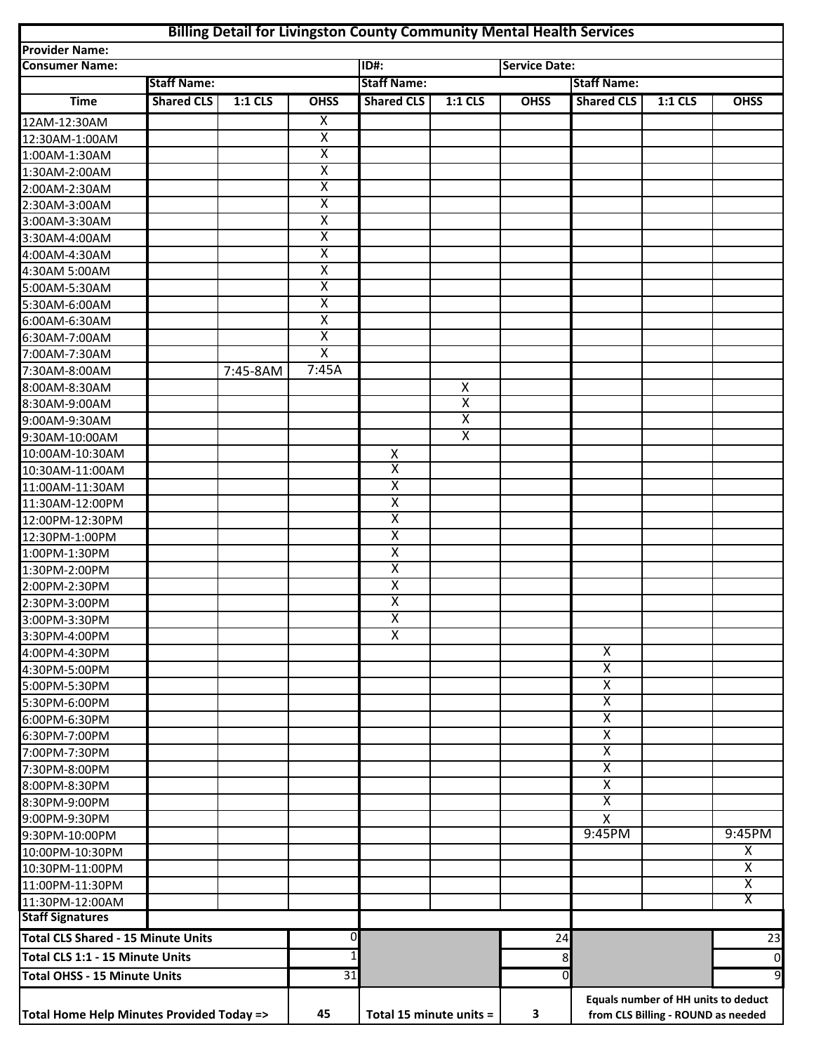# Billing Detail for Livingston County Community Mental Health Services

| Provider Name: | | | | | | | | | |
|---|---|---|---|---|---|---|---|---|---|
| **Consumer Name:** | | | | **ID#:** | | **Service Date:** | | | |
| | **Staff Name:** | | | **Staff Name:** | | | **Staff Name:** | | |
| **Time** | **Shared CLS** | **1:1 CLS** | **OHSS** | **Shared CLS** | **1:1 CLS** | **OHSS** | **Shared CLS** | **1:1 CLS** | **OHSS** |
| 12AM-12:30AM | | | X | | | | | | |
| 12:30AM-1:00AM | | | X | | | | | | |
| 1:00AM-1:30AM | | | X | | | | | | |
| 1:30AM-2:00AM | | | X | | | | | | |
| 2:00AM-2:30AM | | | X | | | | | | |
| 2:30AM-3:00AM | | | X | | | | | | |
| 3:00AM-3:30AM | | | X | | | | | | |
| 3:30AM-4:00AM | | | X | | | | | | |
| 4:00AM-4:30AM | | | X | | | | | | |
| 4:30AM 5:00AM | | | X | | | | | | |
| 5:00AM-5:30AM | | | X | | | | | | |
| 5:30AM-6:00AM | | | X | | | | | | |
| 6:00AM-6:30AM | | | X | | | | | | |
| 6:30AM-7:00AM | | | X | | | | | | |
| 7:00AM-7:30AM | | | X | | | | | | |
| 7:30AM-8:00AM | | 7:45-8AM | 7:45A | | | | | | |
| 8:00AM-8:30AM | | | | | X | | | | |
| 8:30AM-9:00AM | | | | | X | | | | |
| 9:00AM-9:30AM | | | | | X | | | | |
| 9:30AM-10:00AM | | | | | X | | | | |
| 10:00AM-10:30AM | | | | X | | | | | |
| 10:30AM-11:00AM | | | | X | | | | | |
| 11:00AM-11:30AM | | | | X | | | | | |
| 11:30AM-12:00PM | | | | X | | | | | |
| 12:00PM-12:30PM | | | | X | | | | | |
| 12:30PM-1:00PM | | | | X | | | | | |
| 1:00PM-1:30PM | | | | X | | | | | |
| 1:30PM-2:00PM | | | | X | | | | | |
| 2:00PM-2:30PM | | | | X | | | | | |
| 2:30PM-3:00PM | | | | X | | | | | |
| 3:00PM-3:30PM | | | | X | | | | | |
| 3:30PM-4:00PM | | | | X | | | | | |
| 4:00PM-4:30PM | | | | | | | X | | |
| 4:30PM-5:00PM | | | | | | | X | | |
| 5:00PM-5:30PM | | | | | | | X | | |
| 5:30PM-6:00PM | | | | | | | X | | |
| 6:00PM-6:30PM | | | | | | | X | | |
| 6:30PM-7:00PM | | | | | | | X | | |
| 7:00PM-7:30PM | | | | | | | X | | |
| 7:30PM-8:00PM | | | | | | | X | | |
| 8:00PM-8:30PM | | | | | | | X | | |
| 8:30PM-9:00PM | | | | | | | X | | |
| 9:00PM-9:30PM | | | | | | | X | | |
| 9:30PM-10:00PM | | | | | | | 9:45PM | | 9:45PM |
| 10:00PM-10:30PM | | | | | | | | | X |
| 10:30PM-11:00PM | | | | | | | | | X |
| 11:00PM-11:30PM | | | | | | | | | X |
| 11:30PM-12:00AM | | | | | | | | | X |
| **Staff Signatures** | | | | | | | | | |
| **Total CLS Shared - 15 Minute Units** | | | 0 | | | 24 | | | 23 |
| **Total CLS 1:1 - 15 Minute Units** | | | 1 | | | 8 | | | 0 |
| **Total OHSS - 15 Minute Units** | | | 31 | | | 0 | | | 9 |
| **Total Home Help Minutes Provided Today =>** | | | **45** | **Total 15 minute units =** | | **3** | **Equals number of HH units to deduct from CLS Billing - ROUND as needed** | | |